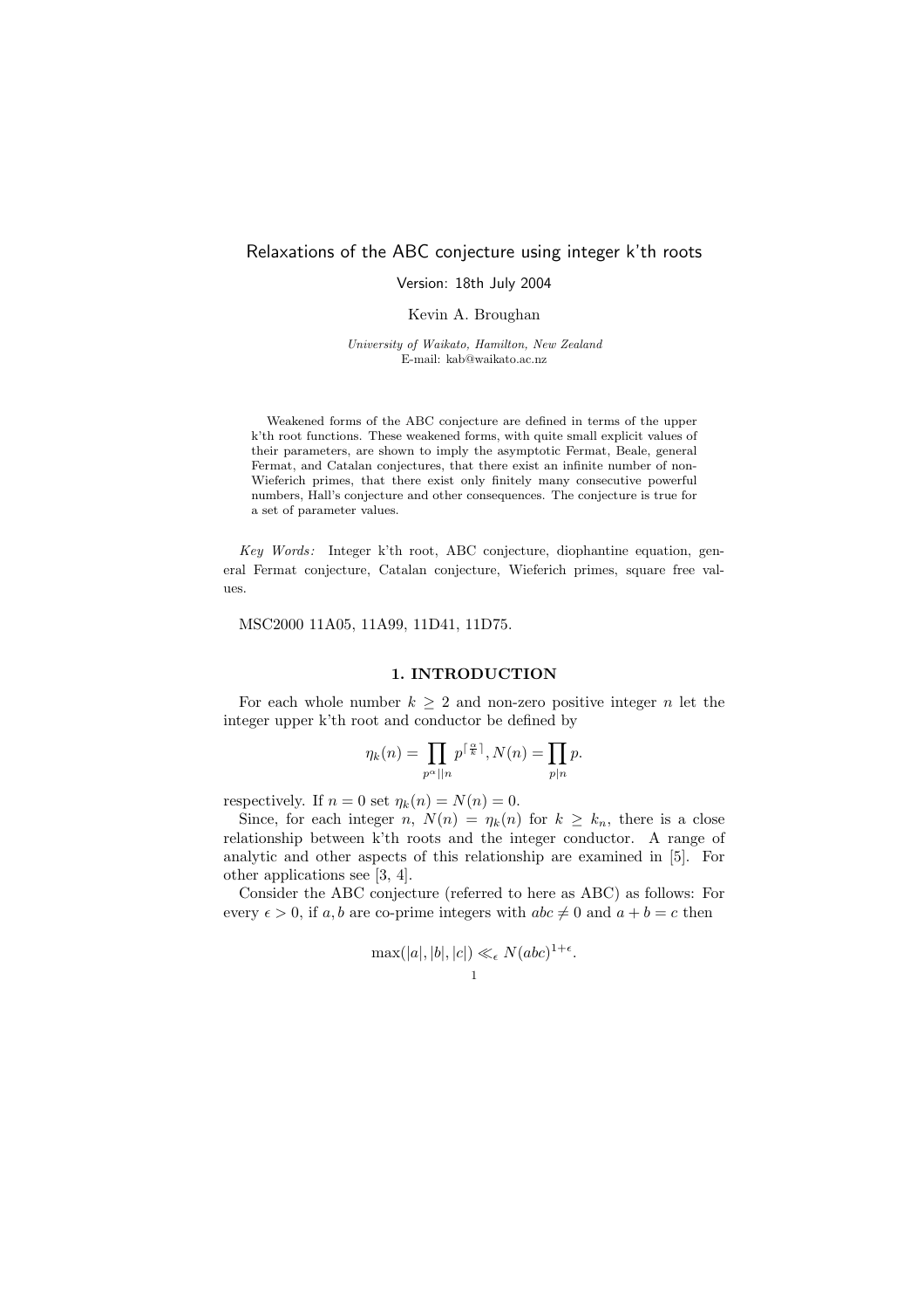# Relaxations of the ABC conjecture using integer k'th roots

Version: 18th July 2004

Kevin A. Broughan

*University of Waikato, Hamilton, New Zealand*
E-mail: kab@waikato.ac.nz

Weakened forms of the ABC conjecture are defined in terms of the upper k'th root functions. These weakened forms, with quite small explicit values of their parameters, are shown to imply the asymptotic Fermat, Beale, general Fermat, and Catalan conjectures, that there exist an infinite number of non-Wieferich primes, that there exist only finitely many consecutive powerful numbers, Hall's conjecture and other consequences. The conjecture is true for a set of parameter values.

*Key Words:* Integer k'th root, ABC conjecture, diophantine equation, general Fermat conjecture, Catalan conjecture, Wieferich primes, square free values.

MSC2000 11A05, 11A99, 11D41, 11D75.

## 1. INTRODUCTION

For each whole number $k \geq 2$ and non-zero positive integer $n$ let the integer upper k'th root and conductor be defined by

$$\eta_k(n) = \prod_{p^\alpha || n} p^{\lceil \frac{\alpha}{k} \rceil}, N(n) = \prod_{p|n} p.$$

respectively. If $n = 0$ set $\eta_k(n) = N(n) = 0$.

Since, for each integer $n$, $N(n) = \eta_k(n)$ for $k \geq k_n$, there is a close relationship between k'th roots and the integer conductor. A range of analytic and other aspects of this relationship are examined in [5]. For other applications see [3, 4].

Consider the ABC conjecture (referred to here as ABC) as follows: For every $\epsilon > 0$, if $a, b$ are co-prime integers with $abc \neq 0$ and $a + b = c$ then

$$\max(|a|, |b|, |c|) \ll_\epsilon N(abc)^{1+\epsilon}.$$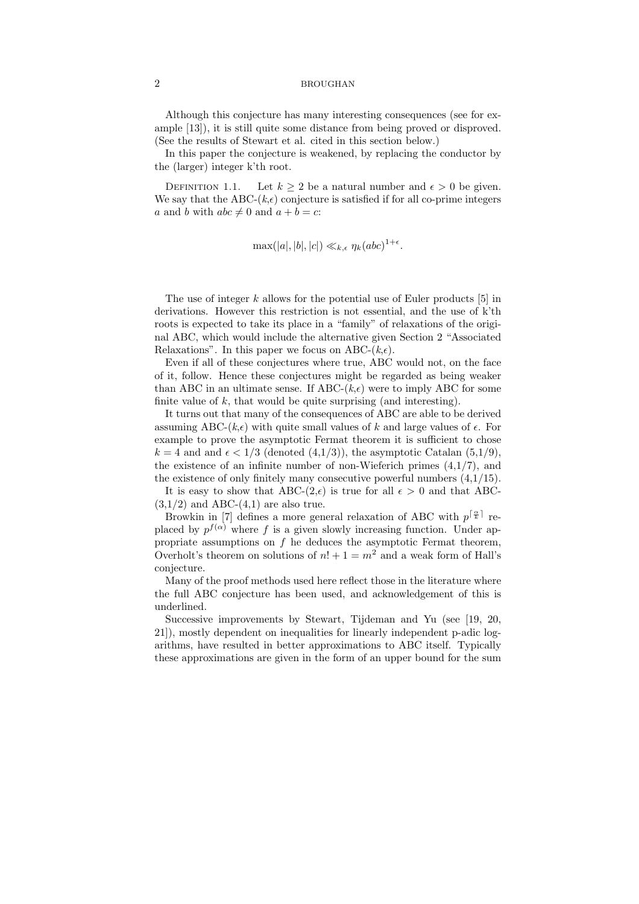Although this conjecture has many interesting consequences (see for example [13]), it is still quite some distance from being proved or disproved. (See the results of Stewart et al. cited in this section below.)

In this paper the conjecture is weakened, by replacing the conductor by the (larger) integer k'th root.

Definition 1.1. Let $k \geq 2$ be a natural number and $\epsilon > 0$ be given. We say that the ABC-($k$,$\epsilon$) conjecture is satisfied if for all co-prime integers $a$ and $b$ with $abc \neq 0$ and $a + b = c$:

$$\max(|a|, |b|, |c|) \ll_{k,\epsilon} \eta_k(abc)^{1+\epsilon}.$$

The use of integer $k$ allows for the potential use of Euler products [5] in derivations. However this restriction is not essential, and the use of k'th roots is expected to take its place in a "family" of relaxations of the original ABC, which would include the alternative given Section 2 "Associated Relaxations". In this paper we focus on ABC-($k$,$\epsilon$).

Even if all of these conjectures where true, ABC would not, on the face of it, follow. Hence these conjectures might be regarded as being weaker than ABC in an ultimate sense. If ABC-($k$,$\epsilon$) were to imply ABC for some finite value of $k$, that would be quite surprising (and interesting).

It turns out that many of the consequences of ABC are able to be derived assuming ABC-($k$,$\epsilon$) with quite small values of $k$ and large values of $\epsilon$. For example to prove the asymptotic Fermat theorem it is sufficient to chose $k = 4$ and and $\epsilon < 1/3$ (denoted (4,1/3)), the asymptotic Catalan (5,1/9), the existence of an infinite number of non-Wieferich primes (4,1/7), and the existence of only finitely many consecutive powerful numbers (4,1/15).

It is easy to show that ABC-(2,$\epsilon$) is true for all $\epsilon > 0$ and that ABC-(3,1/2) and ABC-(4,1) are also true.

Browkin in [7] defines a more general relaxation of ABC with $p^{\lceil \frac{\alpha}{k} \rceil}$ replaced by $p^{f(\alpha)}$ where $f$ is a given slowly increasing function. Under appropriate assumptions on $f$ he deduces the asymptotic Fermat theorem, Overholt's theorem on solutions of $n! + 1 = m^2$ and a weak form of Hall's conjecture.

Many of the proof methods used here reflect those in the literature where the full ABC conjecture has been used, and acknowledgement of this is underlined.

Successive improvements by Stewart, Tijdeman and Yu (see [19, 20, 21]), mostly dependent on inequalities for linearly independent p-adic logarithms, have resulted in better approximations to ABC itself. Typically these approximations are given in the form of an upper bound for the sum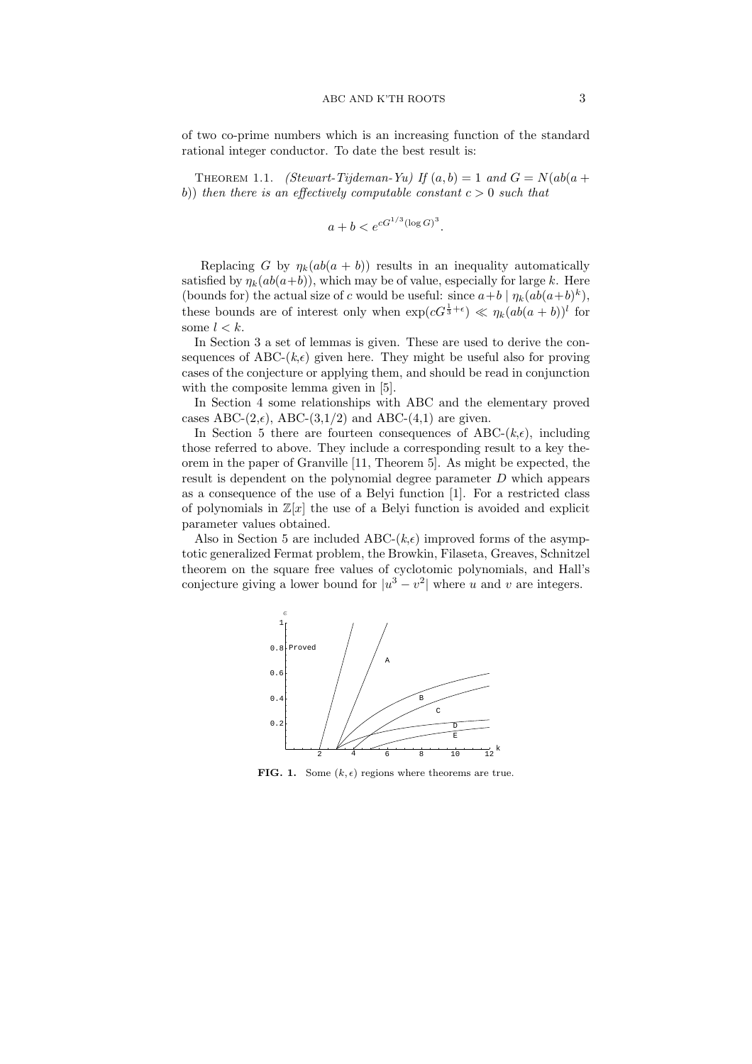of two co-prime numbers which is an increasing function of the standard rational integer conductor. To date the best result is:

THEOREM 1.1. *(Stewart-Tijdeman-Yu) If $(a,b)=1$ and $G = N(ab(a+b))$ then there is an effectively computable constant $c>0$ such that*

$$a+b < e^{cG^{1/3}(\log G)^3}.$$

Replacing $G$ by $\eta_k(ab(a+b))$ results in an inequality automatically satisfied by $\eta_k(ab(a+b))$, which may be of value, especially for large $k$. Here (bounds for) the actual size of $c$ would be useful: since $a+b \mid \eta_k(ab(a+b)^k)$, these bounds are of interest only when $\exp(cG^{\frac{1}{3}+\epsilon}) \ll \eta_k(ab(a+b))^l$ for some $l<k$.

In Section 3 a set of lemmas is given. These are used to derive the consequences of ABC-($k$,$\epsilon$) given here. They might be useful also for proving cases of the conjecture or applying them, and should be read in conjunction with the composite lemma given in [5].

In Section 4 some relationships with ABC and the elementary proved cases ABC-(2,$\epsilon$), ABC-(3,1/2) and ABC-(4,1) are given.

In Section 5 there are fourteen consequences of ABC-($k$,$\epsilon$), including those referred to above. They include a corresponding result to a key theorem in the paper of Granville [11, Theorem 5]. As might be expected, the result is dependent on the polynomial degree parameter $D$ which appears as a consequence of the use of a Belyi function [1]. For a restricted class of polynomials in $\mathbb{Z}[x]$ the use of a Belyi function is avoided and explicit parameter values obtained.

Also in Section 5 are included ABC-($k$,$\epsilon$) improved forms of the asymptotic generalized Fermat problem, the Browkin, Filaseta, Greaves, Schnitzel theorem on the square free values of cyclotomic polynomials, and Hall's conjecture giving a lower bound for $|u^3 - v^2|$ where $u$ and $v$ are integers.

**FIG. 1.** Some $(k,\epsilon)$ regions where theorems are true.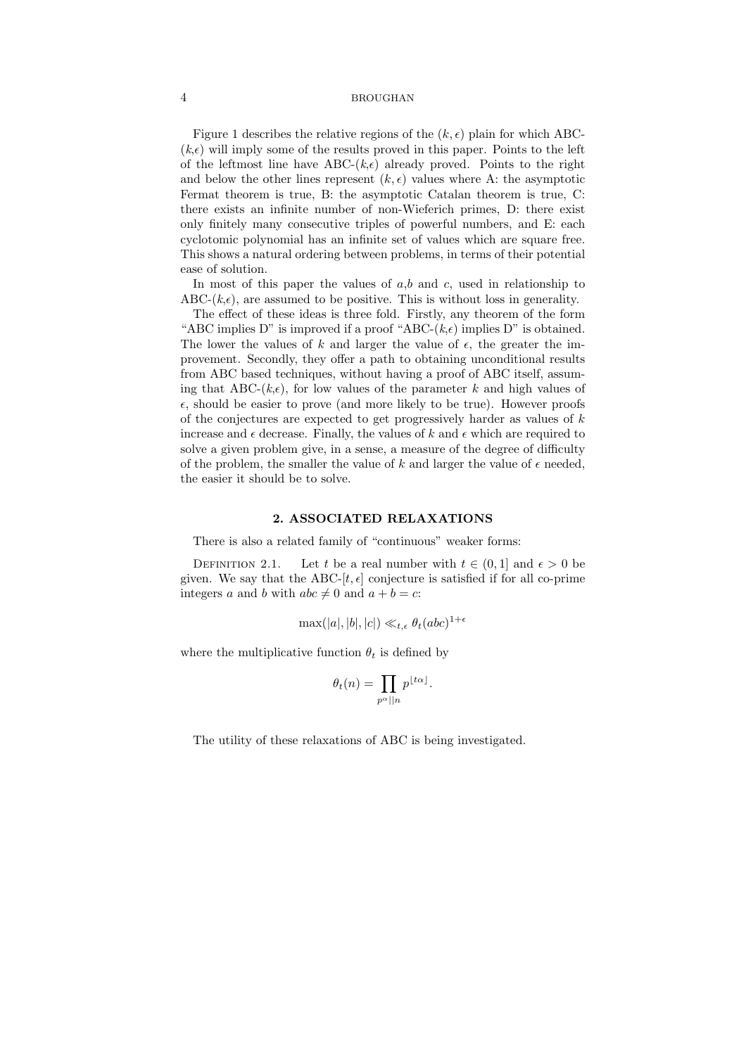Figure 1 describes the relative regions of the $(k, \epsilon)$ plain for which ABC-$(k,\epsilon)$ will imply some of the results proved in this paper. Points to the left of the leftmost line have ABC-$(k,\epsilon)$ already proved. Points to the right and below the other lines represent $(k, \epsilon)$ values where A: the asymptotic Fermat theorem is true, B: the asymptotic Catalan theorem is true, C: there exists an infinite number of non-Wieferich primes, D: there exist only finitely many consecutive triples of powerful numbers, and E: each cyclotomic polynomial has an infinite set of values which are square free. This shows a natural ordering between problems, in terms of their potential ease of solution.

In most of this paper the values of $a$, $b$ and $c$, used in relationship to ABC-$(k,\epsilon)$, are assumed to be positive. This is without loss in generality.

The effect of these ideas is three fold. Firstly, any theorem of the form "ABC implies D" is improved if a proof "ABC-$(k,\epsilon)$ implies D" is obtained. The lower the values of $k$ and larger the value of $\epsilon$, the greater the improvement. Secondly, they offer a path to obtaining unconditional results from ABC based techniques, without having a proof of ABC itself, assuming that ABC-$(k,\epsilon)$, for low values of the parameter $k$ and high values of $\epsilon$, should be easier to prove (and more likely to be true). However proofs of the conjectures are expected to get progressively harder as values of $k$ increase and $\epsilon$ decrease. Finally, the values of $k$ and $\epsilon$ which are required to solve a given problem give, in a sense, a measure of the degree of difficulty of the problem, the smaller the value of $k$ and larger the value of $\epsilon$ needed, the easier it should be to solve.

## 2. ASSOCIATED RELAXATIONS

There is also a related family of "continuous" weaker forms:

DEFINITION 2.1. Let $t$ be a real number with $t \in (0, 1]$ and $\epsilon > 0$ be given. We say that the ABC-$[t, \epsilon]$ conjecture is satisfied if for all co-prime integers $a$ and $b$ with $abc \neq 0$ and $a + b = c$:

$$\max(|a|, |b|, |c|) \ll_{t,\epsilon} \theta_t(abc)^{1+\epsilon}$$

where the multiplicative function $\theta_t$ is defined by

$$\theta_t(n) = \prod_{p^\alpha || n} p^{\lfloor t\alpha \rfloor}.$$

The utility of these relaxations of ABC is being investigated.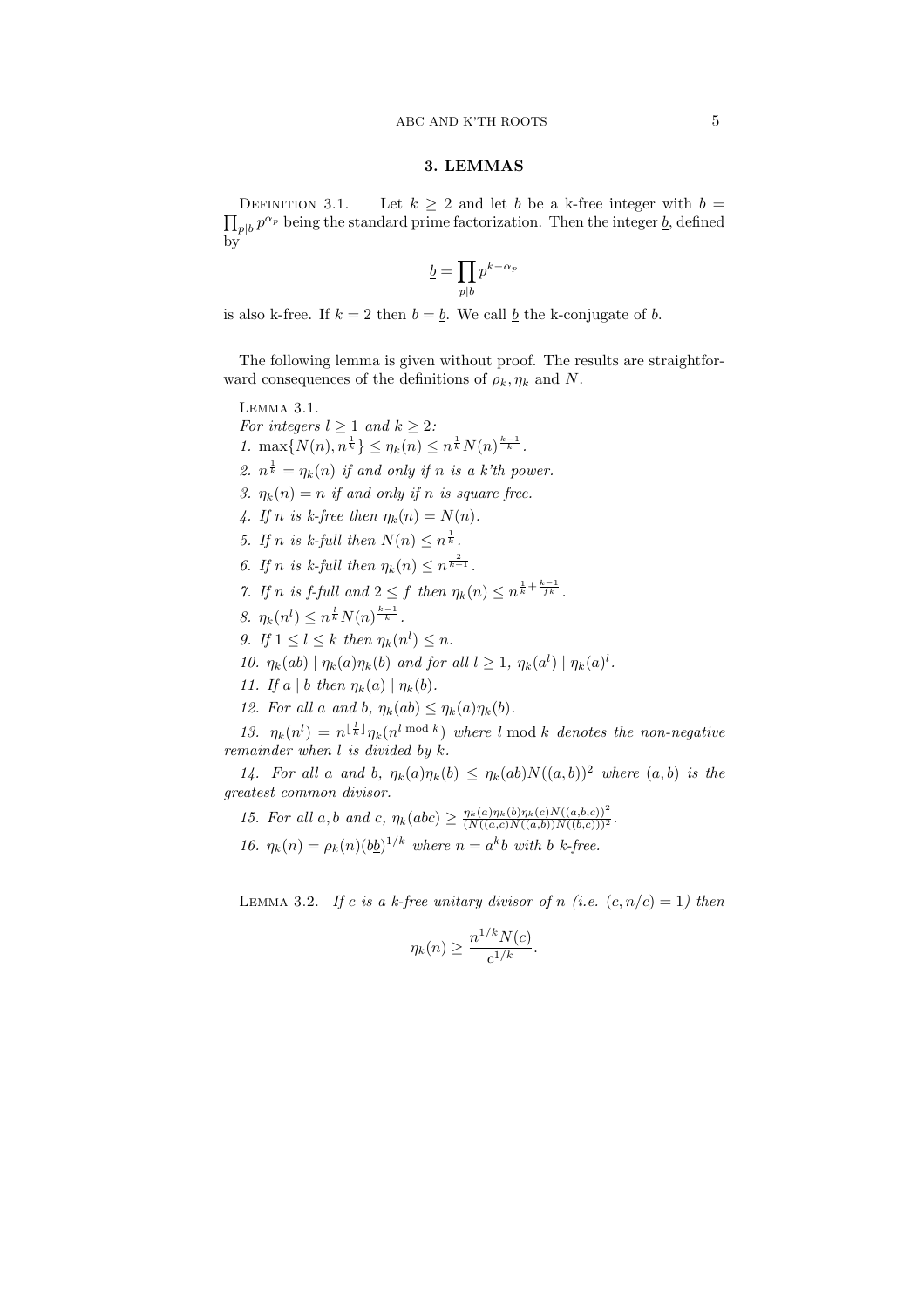## 3. LEMMAS

Definition 3.1. Let $k \geq 2$ and let $b$ be a k-free integer with $b = \prod_{p|b} p^{\alpha_p}$ being the standard prime factorization. Then the integer $\underline{b}$, defined by

$$\underline{b} = \prod_{p|b} p^{k-\alpha_p}$$

is also k-free. If $k = 2$ then $b = \underline{b}$. We call $\underline{b}$ the k-conjugate of $b$.

The following lemma is given without proof. The results are straightforward consequences of the definitions of $\rho_k, \eta_k$ and $N$.

Lemma 3.1.
*For integers $l \geq 1$ and $k \geq 2$:*

1. $\max\{N(n), n^{\frac{1}{k}}\} \leq \eta_k(n) \leq n^{\frac{1}{k}} N(n)^{\frac{k-1}{k}}$.
2. $n^{\frac{1}{k}} = \eta_k(n)$ *if and only if $n$ is a k'th power.*
3. $\eta_k(n) = n$ *if and only if $n$ is square free.*
4. *If $n$ is k-free then* $\eta_k(n) = N(n)$.
5. *If $n$ is k-full then* $N(n) \leq n^{\frac{1}{k}}$.
6. *If $n$ is k-full then* $\eta_k(n) \leq n^{\frac{2}{k+1}}$.
7. *If $n$ is f-full and $2 \leq f$ then* $\eta_k(n) \leq n^{\frac{1}{k} + \frac{k-1}{fk}}$.
8. $\eta_k(n^l) \leq n^{\frac{l}{k}} N(n)^{\frac{k-1}{k}}$.
9. *If* $1 \leq l \leq k$ *then* $\eta_k(n^l) \leq n$.
10. $\eta_k(ab) \mid \eta_k(a)\eta_k(b)$ *and for all* $l \geq 1$, $\eta_k(a^l) \mid \eta_k(a)^l$.
11. *If* $a \mid b$ *then* $\eta_k(a) \mid \eta_k(b)$.
12. *For all $a$ and $b$,* $\eta_k(ab) \leq \eta_k(a)\eta_k(b)$.
13. $\eta_k(n^l) = n^{\lfloor \frac{l}{k} \rfloor} \eta_k(n^{l \bmod k})$ *where $l \bmod k$ denotes the non-negative remainder when $l$ is divided by $k$.*
14. *For all $a$ and $b$,* $\eta_k(a)\eta_k(b) \leq \eta_k(ab)N((a,b))^2$ *where $(a,b)$ is the greatest common divisor.*
15. *For all $a, b$ and $c$,* $\eta_k(abc) \geq \frac{\eta_k(a)\eta_k(b)\eta_k(c)N((a,b,c))^2}{(N((a,c)N((a,b))N((b,c)))^2}$.
16. $\eta_k(n) = \rho_k(n)(b\underline{b})^{1/k}$ *where $n = a^k b$ with $b$ k-free.*

Lemma 3.2. *If $c$ is a k-free unitary divisor of $n$ (i.e. $(c, n/c) = 1$) then*

$$\eta_k(n) \geq \frac{n^{1/k} N(c)}{c^{1/k}}.$$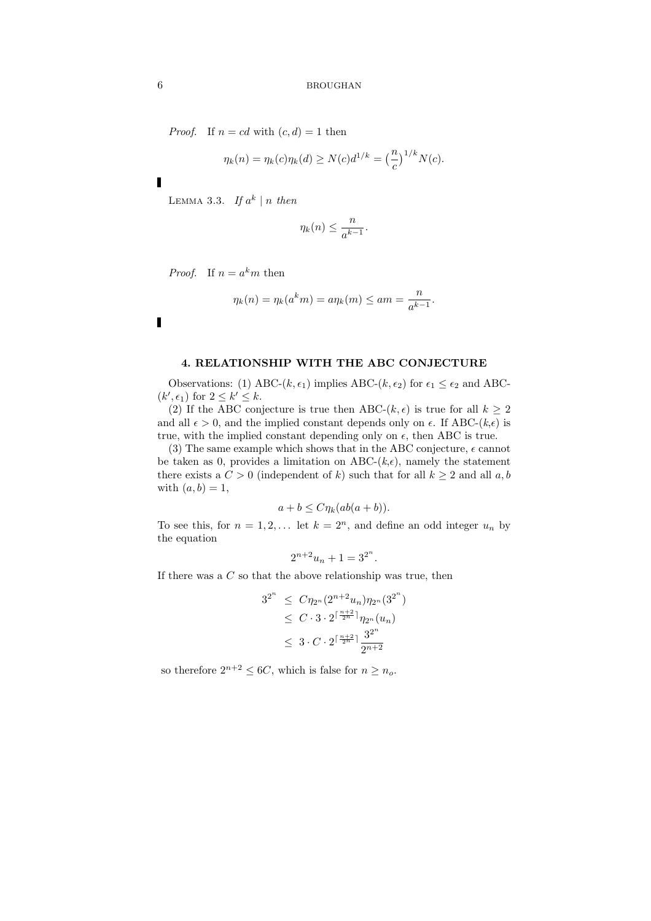*Proof.* If $n = cd$ with $(c, d) = 1$ then

$$\eta_k(n) = \eta_k(c)\eta_k(d) \geq N(c)d^{1/k} = \big(\frac{n}{c}\big)^{1/k} N(c).$$

∎

LEMMA 3.3. *If $a^k \mid n$ then*

$$\eta_k(n) \leq \frac{n}{a^{k-1}}.$$

*Proof.* If $n = a^k m$ then

$$\eta_k(n) = \eta_k(a^k m) = a\eta_k(m) \leq am = \frac{n}{a^{k-1}}.$$

∎

## 4. RELATIONSHIP WITH THE ABC CONJECTURE

Observations: (1) ABC-$(k, \epsilon_1)$ implies ABC-$(k, \epsilon_2)$ for $\epsilon_1 \leq \epsilon_2$ and ABC-$(k', \epsilon_1)$ for $2 \leq k' \leq k$.

(2) If the ABC conjecture is true then ABC-$(k, \epsilon)$ is true for all $k \geq 2$ and all $\epsilon > 0$, and the implied constant depends only on $\epsilon$. If ABC-$(k,\epsilon)$ is true, with the implied constant depending only on $\epsilon$, then ABC is true.

(3) The same example which shows that in the ABC conjecture, $\epsilon$ cannot be taken as 0, provides a limitation on ABC-$(k,\epsilon)$, namely the statement there exists a $C > 0$ (independent of $k$) such that for all $k \geq 2$ and all $a, b$ with $(a, b) = 1$,

$$a + b \leq C\eta_k(ab(a + b)).$$

To see this, for $n = 1, 2, \ldots$ let $k = 2^n$, and define an odd integer $u_n$ by the equation

$$2^{n+2}u_n + 1 = 3^{2^n}.$$

If there was a $C$ so that the above relationship was true, then

$$\begin{aligned}
3^{2^n} &\leq C\eta_{2^n}(2^{n+2}u_n)\eta_{2^n}(3^{2^n}) \\
&\leq C \cdot 3 \cdot 2^{\lceil \frac{n+2}{2^n} \rceil} \eta_{2^n}(u_n) \\
&\leq 3 \cdot C \cdot 2^{\lceil \frac{n+2}{2^n} \rceil} \frac{3^{2^n}}{2^{n+2}}
\end{aligned}$$

so therefore $2^{n+2} \leq 6C$, which is false for $n \geq n_o$.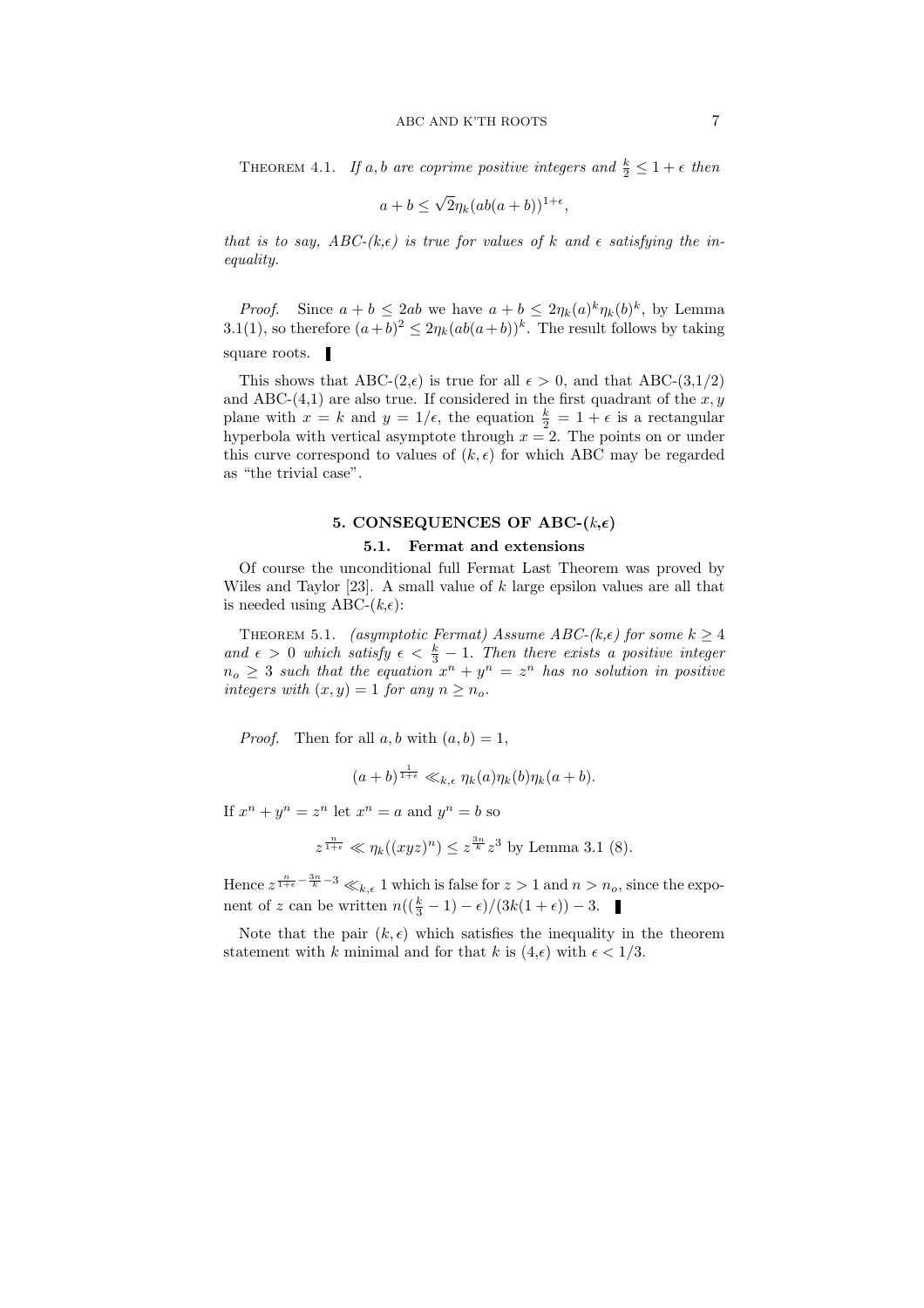Theorem 4.1. *If $a, b$ are coprime positive integers and $\frac{k}{2} \leq 1+\epsilon$ then*

$$a+b \leq \sqrt{2}\eta_k(ab(a+b))^{1+\epsilon},$$

*that is to say, ABC-($k$,$\epsilon$) is true for values of $k$ and $\epsilon$ satisfying the inequality.*

*Proof.* Since $a+b \leq 2ab$ we have $a+b \leq 2\eta_k(a)^k\eta_k(b)^k$, by Lemma 3.1(1), so therefore $(a+b)^2 \leq 2\eta_k(ab(a+b))^k$. The result follows by taking square roots. ∎

This shows that ABC-(2,$\epsilon$) is true for all $\epsilon > 0$, and that ABC-(3,1/2) and ABC-(4,1) are also true. If considered in the first quadrant of the $x, y$ plane with $x = k$ and $y = 1/\epsilon$, the equation $\frac{k}{2} = 1+\epsilon$ is a rectangular hyperbola with vertical asymptote through $x = 2$. The points on or under this curve correspond to values of $(k, \epsilon)$ for which ABC may be regarded as "the trivial case".

## 5. CONSEQUENCES OF ABC-($k$,$\epsilon$)

### 5.1. Fermat and extensions

Of course the unconditional full Fermat Last Theorem was proved by Wiles and Taylor [23]. A small value of $k$ large epsilon values are all that is needed using ABC-($k$,$\epsilon$):

Theorem 5.1. *(asymptotic Fermat) Assume ABC-($k$,$\epsilon$) for some $k \geq 4$ and $\epsilon > 0$ which satisfy $\epsilon < \frac{k}{3} - 1$. Then there exists a positive integer $n_o \geq 3$ such that the equation $x^n + y^n = z^n$ has no solution in positive integers with $(x, y) = 1$ for any $n \geq n_o$.*

*Proof.* Then for all $a, b$ with $(a, b) = 1$,

$$(a+b)^{\frac{1}{1+\epsilon}} \ll_{k,\epsilon} \eta_k(a)\eta_k(b)\eta_k(a+b).$$

If $x^n + y^n = z^n$ let $x^n = a$ and $y^n = b$ so

$$z^{\frac{n}{1+\epsilon}} \ll \eta_k((xyz)^n) \leq z^{\frac{3n}{k}} z^3 \text{ by Lemma 3.1 (8).}$$

Hence $z^{\frac{n}{1+\epsilon} - \frac{3n}{k} - 3} \ll_{k,\epsilon} 1$ which is false for $z > 1$ and $n > n_o$, since the exponent of $z$ can be written $n((\frac{k}{3} - 1) - \epsilon)/(3k(1+\epsilon)) - 3$. ∎

Note that the pair $(k, \epsilon)$ which satisfies the inequality in the theorem statement with $k$ minimal and for that $k$ is (4,$\epsilon$) with $\epsilon < 1/3$.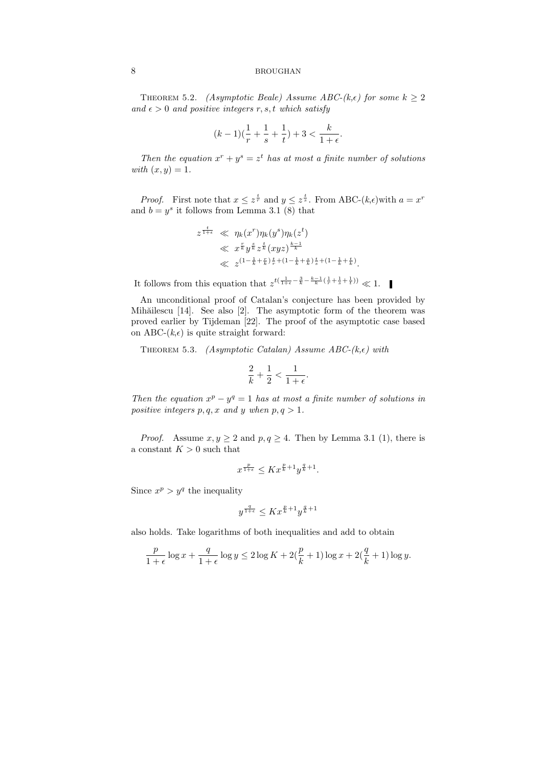**Theorem 5.2.** *(Asymptotic Beale) Assume ABC-(k,ϵ) for some $k \geq 2$ and $\epsilon > 0$ and positive integers $r, s, t$ which satisfy*

$$(k-1)(\frac{1}{r}+\frac{1}{s}+\frac{1}{t})+3 < \frac{k}{1+\epsilon}.$$

*Then the equation $x^r + y^s = z^t$ has at most a finite number of solutions with $(x, y) = 1$.*

*Proof.* First note that $x \leq z^{\frac{t}{r}}$ and $y \leq z^{\frac{t}{s}}$. From ABC-$(k,\epsilon)$with $a = x^r$ and $b = y^s$ it follows from Lemma 3.1 (8) that

$$\begin{aligned}
z^{\frac{t}{1+\epsilon}} &\ll \eta_k(x^r)\eta_k(y^s)\eta_k(z^t) \\
&\ll x^{\frac{r}{k}}y^{\frac{s}{k}}z^{\frac{t}{k}}(xyz)^{\frac{k-1}{k}} \\
&\ll z^{(1-\frac{1}{k}+\frac{r}{k})\frac{t}{r}+(1-\frac{1}{k}+\frac{s}{k})\frac{t}{s}+(1-\frac{1}{k}+\frac{t}{k})}.
\end{aligned}$$

It follows from this equation that $z^{t(\frac{1}{1+\epsilon}-\frac{3}{k}-\frac{k-1}{k}(\frac{1}{r}+\frac{1}{s}+\frac{1}{t}))} \ll 1$. ∎

An unconditional proof of Catalan's conjecture has been provided by Mihăilescu [14]. See also [2]. The asymptotic form of the theorem was proved earlier by Tijdeman [22]. The proof of the asymptotic case based on ABC-$(k,\epsilon)$ is quite straight forward:

**Theorem 5.3.** *(Asymptotic Catalan) Assume ABC-(k,ϵ) with*

$$\frac{2}{k}+\frac{1}{2} < \frac{1}{1+\epsilon}.$$

*Then the equation $x^p - y^q = 1$ has at most a finite number of solutions in positive integers $p, q, x$ and $y$ when $p, q > 1$.*

*Proof.* Assume $x, y \geq 2$ and $p, q \geq 4$. Then by Lemma 3.1 (1), there is a constant $K > 0$ such that

$$x^{\frac{p}{1+\epsilon}} \leq Kx^{\frac{p}{k}+1}y^{\frac{q}{k}+1}.$$

Since $x^p > y^q$ the inequality

$$y^{\frac{q}{1+\epsilon}} \leq Kx^{\frac{p}{k}+1}y^{\frac{q}{k}+1}$$

also holds. Take logarithms of both inequalities and add to obtain

$$\frac{p}{1+\epsilon}\log x + \frac{q}{1+\epsilon}\log y \leq 2\log K + 2(\frac{p}{k}+1)\log x + 2(\frac{q}{k}+1)\log y.$$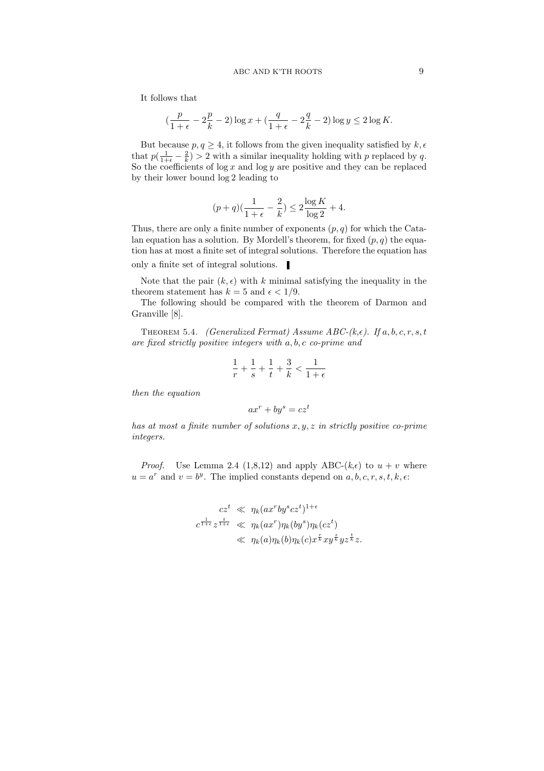It follows that

$$(\frac{p}{1+\epsilon} - 2\frac{p}{k} - 2)\log x + (\frac{q}{1+\epsilon} - 2\frac{q}{k} - 2)\log y \leq 2\log K.$$

But because $p, q \geq 4$, it follows from the given inequality satisfied by $k, \epsilon$ that $p(\frac{1}{1+\epsilon} - \frac{2}{k}) > 2$ with a similar inequality holding with $p$ replaced by $q$. So the coefficients of $\log x$ and $\log y$ are positive and they can be replaced by their lower bound $\log 2$ leading to

$$(p+q)(\frac{1}{1+\epsilon} - \frac{2}{k}) \leq 2\frac{\log K}{\log 2} + 4.$$

Thus, there are only a finite number of exponents $(p, q)$ for which the Catalan equation has a solution. By Mordell's theorem, for fixed $(p, q)$ the equation has at most a finite set of integral solutions. Therefore the equation has only a finite set of integral solutions. ▮

Note that the pair $(k, \epsilon)$ with $k$ minimal satisfying the inequality in the theorem statement has $k = 5$ and $\epsilon < 1/9$.

The following should be compared with the theorem of Darmon and Granville [8].

Theorem 5.4. *(Generalized Fermat) Assume ABC-($k$,$\epsilon$). If $a, b, c, r, s, t$ are fixed strictly positive integers with $a, b, c$ co-prime and*

$$\frac{1}{r} + \frac{1}{s} + \frac{1}{t} + \frac{3}{k} < \frac{1}{1+\epsilon}$$

*then the equation*

$$ax^r + by^s = cz^t$$

*has at most a finite number of solutions $x, y, z$ in strictly positive co-prime integers.*

*Proof.* Use Lemma 2.4 (1,8,12) and apply ABC-($k$,$\epsilon$) to $u + v$ where $u = a^r$ and $v = b^y$. The implied constants depend on $a, b, c, r, s, t, k, \epsilon$:

$$\begin{aligned} cz^t &\ll \eta_k(ax^r by^s cz^t)^{1+\epsilon} \\ c^{\frac{1}{1+\epsilon}} z^{\frac{t}{1+\epsilon}} &\ll \eta_k(ax^r)\eta_k(by^s)\eta_k(cz^t) \\ &\ll \eta_k(a)\eta_k(b)\eta_k(c) x^{\frac{r}{k}} x y^{\frac{s}{k}} y z^{\frac{t}{k}} z. \end{aligned}$$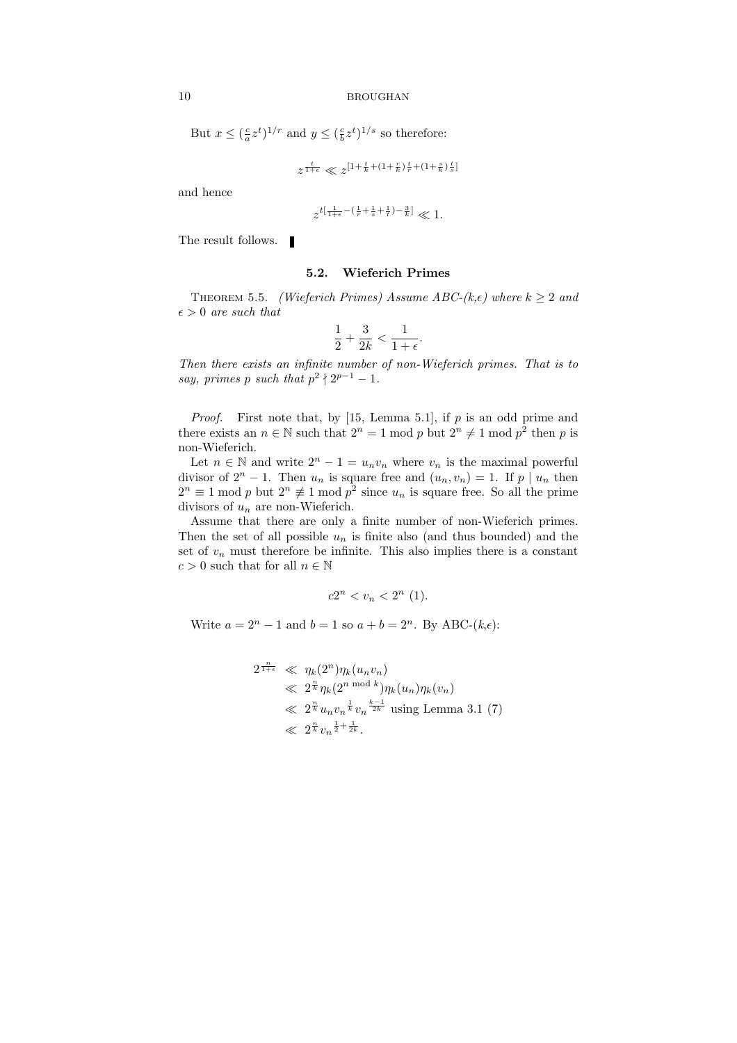But $x \le (\frac{c}{a} z^t)^{1/r}$ and $y \le (\frac{c}{b} z^t)^{1/s}$ so therefore:

$$z^{\frac{t}{1+\epsilon}} \ll z^{[1+\frac{t}{k}+(1+\frac{r}{k})\frac{t}{r}+(1+\frac{s}{k})\frac{t}{s}]}$$

and hence

$$z^{t[\frac{1}{1+\epsilon}-(\frac{1}{r}+\frac{1}{s}+\frac{1}{t})-\frac{3}{k}]} \ll 1.$$

The result follows. ▮

### 5.2. Wieferich Primes

THEOREM 5.5. *(Wieferich Primes) Assume ABC-(k,ε) where $k \ge 2$ and $\epsilon > 0$ are such that*

$$\frac{1}{2} + \frac{3}{2k} < \frac{1}{1+\epsilon}.$$

*Then there exists an infinite number of non-Wieferich primes. That is to say, primes $p$ such that $p^2 \nmid 2^{p-1} - 1$.*

*Proof.* First note that, by [15, Lemma 5.1], if $p$ is an odd prime and there exists an $n \in \mathbb{N}$ such that $2^n = 1 \bmod p$ but $2^n \neq 1 \bmod p^2$ then $p$ is non-Wieferich.

Let $n \in \mathbb{N}$ and write $2^n - 1 = u_n v_n$ where $v_n$ is the maximal powerful divisor of $2^n - 1$. Then $u_n$ is square free and $(u_n, v_n) = 1$. If $p \mid u_n$ then $2^n \equiv 1 \bmod p$ but $2^n \not\equiv 1 \bmod p^2$ since $u_n$ is square free. So all the prime divisors of $u_n$ are non-Wieferich.

Assume that there are only a finite number of non-Wieferich primes. Then the set of all possible $u_n$ is finite also (and thus bounded) and the set of $v_n$ must therefore be infinite. This also implies there is a constant $c > 0$ such that for all $n \in \mathbb{N}$

$$c2^n < v_n < 2^n \ (1).$$

Write $a = 2^n - 1$ and $b = 1$ so $a + b = 2^n$. By ABC-(k,ε):

$$\begin{aligned}
2^{\frac{n}{1+\epsilon}} &\ll \eta_k(2^n)\eta_k(u_n v_n) \\
&\ll 2^{\frac{n}{k}}\eta_k(2^{n \bmod k})\eta_k(u_n)\eta_k(v_n) \\
&\ll 2^{\frac{n}{k}} u_n {v_n}^{\frac{1}{k}} {v_n}^{\frac{k-1}{2k}} \text{ using Lemma 3.1 (7)} \\
&\ll 2^{\frac{n}{k}} {v_n}^{\frac{1}{2}+\frac{1}{2k}}.
\end{aligned}$$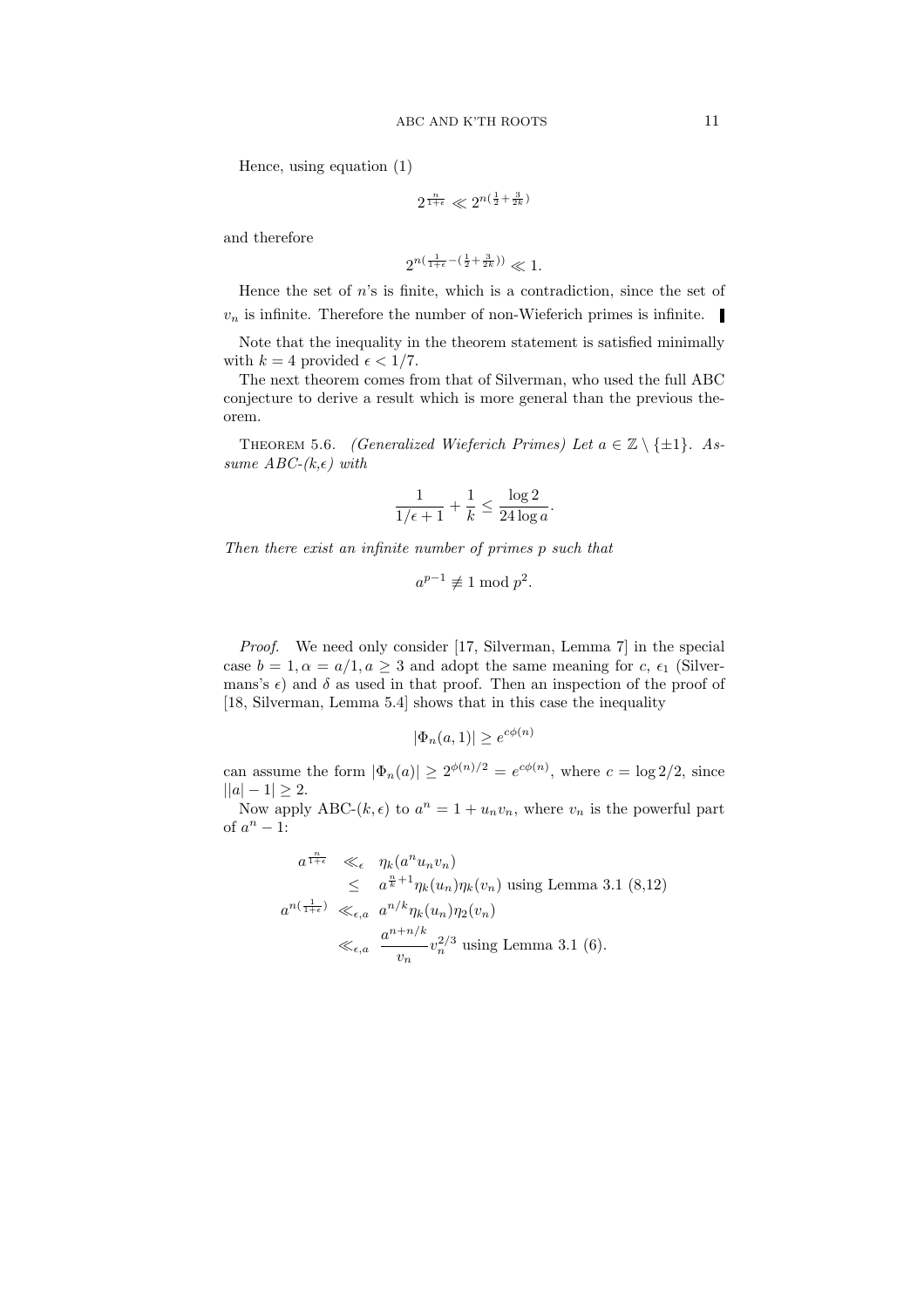Hence, using equation (1)

$$2^{\frac{n}{1+\epsilon}} \ll 2^{n(\frac{1}{2}+\frac{3}{2k})}$$

and therefore

$$2^{n(\frac{1}{1+\epsilon}-(\frac{1}{2}+\frac{3}{2k}))} \ll 1.$$

Hence the set of $n$'s is finite, which is a contradiction, since the set of $v_n$ is infinite. Therefore the number of non-Wieferich primes is infinite. ∎

Note that the inequality in the theorem statement is satisfied minimally with $k = 4$ provided $\epsilon < 1/7$.

The next theorem comes from that of Silverman, who used the full ABC conjecture to derive a result which is more general than the previous theorem.

THEOREM 5.6. *(Generalized Wieferich Primes) Let $a \in \mathbb{Z} \setminus \{\pm 1\}$. Assume ABC-(k,ϵ) with*

$$\frac{1}{1/\epsilon + 1} + \frac{1}{k} \leq \frac{\log 2}{24 \log a}.$$

*Then there exist an infinite number of primes $p$ such that*

$$a^{p-1} \not\equiv 1 \bmod p^2.$$

*Proof.* We need only consider [17, Silverman, Lemma 7] in the special case $b = 1, \alpha = a/1, a \geq 3$ and adopt the same meaning for $c$, $\epsilon_1$ (Silvermans's $\epsilon$) and $\delta$ as used in that proof. Then an inspection of the proof of [18, Silverman, Lemma 5.4] shows that in this case the inequality

$$|\Phi_n(a, 1)| \geq e^{c\phi(n)}$$

can assume the form $|\Phi_n(a)| \geq 2^{\phi(n)/2} = e^{c\phi(n)}$, where $c = \log 2/2$, since $||a| - 1| \geq 2$.

Now apply ABC-$(k, \epsilon)$ to $a^n = 1 + u_n v_n$, where $v_n$ is the powerful part of $a^n - 1$:

$$\begin{aligned}
a^{\frac{n}{1+\epsilon}} &\ll_{\epsilon} \eta_k(a^n u_n v_n) \\
&\leq a^{\frac{n}{k}+1}\eta_k(u_n)\eta_k(v_n) \text{ using Lemma 3.1 (8,12)} \\
a^{n(\frac{1}{1+\epsilon})} &\ll_{\epsilon,a} a^{n/k}\eta_k(u_n)\eta_2(v_n) \\
&\ll_{\epsilon,a} \frac{a^{n+n/k}}{v_n}v_n^{2/3} \text{ using Lemma 3.1 (6).}
\end{aligned}$$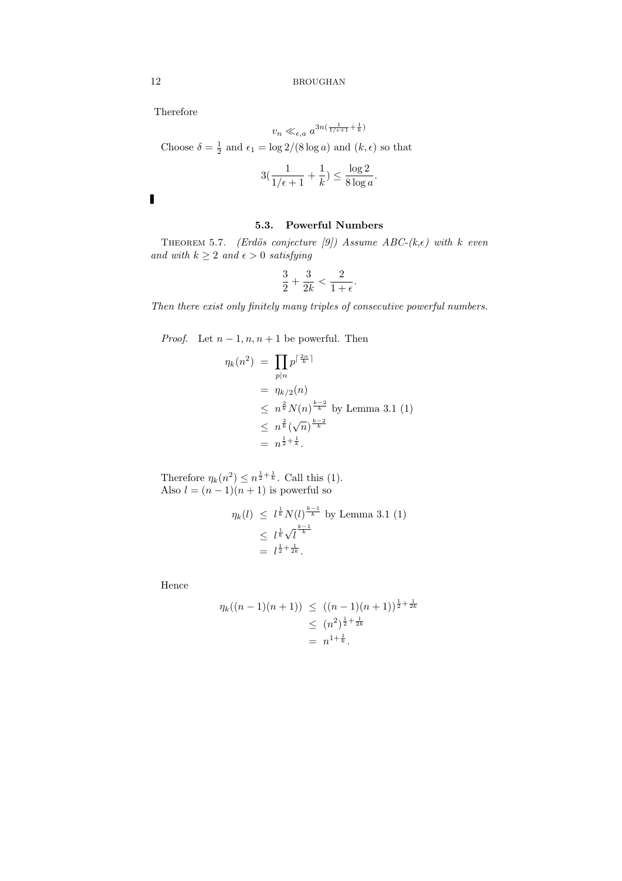Therefore

$$v_n \ll_{\epsilon,a} a^{3n(\frac{1}{1/\epsilon+1}+\frac{1}{k})}$$

Choose $\delta = \frac{1}{2}$ and $\epsilon_1 = \log 2/(8\log a)$ and $(k,\epsilon)$ so that

$$3(\frac{1}{1/\epsilon+1}+\frac{1}{k}) \leq \frac{\log 2}{8\log a}.$$

∎

### 5.3. Powerful Numbers

Theorem 5.7. *(Erdös conjecture [9]) Assume ABC-(k,ε) with $k$ even and with $k \geq 2$ and $\epsilon > 0$ satisfying*

$$\frac{3}{2}+\frac{3}{2k} < \frac{2}{1+\epsilon}.$$

*Then there exist only finitely many triples of consecutive powerful numbers.*

*Proof.* Let $n-1, n, n+1$ be powerful. Then

$$\begin{aligned}
\eta_k(n^2) &= \prod_{p\mid n} p^{\lceil \frac{2\alpha}{k}\rceil} \\
&= \eta_{k/2}(n) \\
&\leq n^{\frac{2}{k}} N(n)^{\frac{k-2}{k}} \text{ by Lemma 3.1 (1)} \\
&\leq n^{\frac{2}{k}} (\sqrt{n})^{\frac{k-2}{k}} \\
&= n^{\frac{1}{2}+\frac{1}{k}}.
\end{aligned}$$

Therefore $\eta_k(n^2) \leq n^{\frac{1}{2}+\frac{1}{k}}$. Call this (1).
Also $l = (n-1)(n+1)$ is powerful so

$$\begin{aligned}
\eta_k(l) &\leq l^{\frac{1}{k}} N(l)^{\frac{k-1}{k}} \text{ by Lemma 3.1 (1)} \\
&\leq l^{\frac{1}{k}} \sqrt{l}^{\frac{k-1}{k}} \\
&= l^{\frac{1}{2}+\frac{1}{2k}}.
\end{aligned}$$

Hence

$$\begin{aligned}
\eta_k((n-1)(n+1)) &\leq ((n-1)(n+1))^{\frac{1}{2}+\frac{1}{2k}} \\
&\leq (n^2)^{\frac{1}{2}+\frac{1}{2k}} \\
&= n^{1+\frac{1}{k}}.
\end{aligned}$$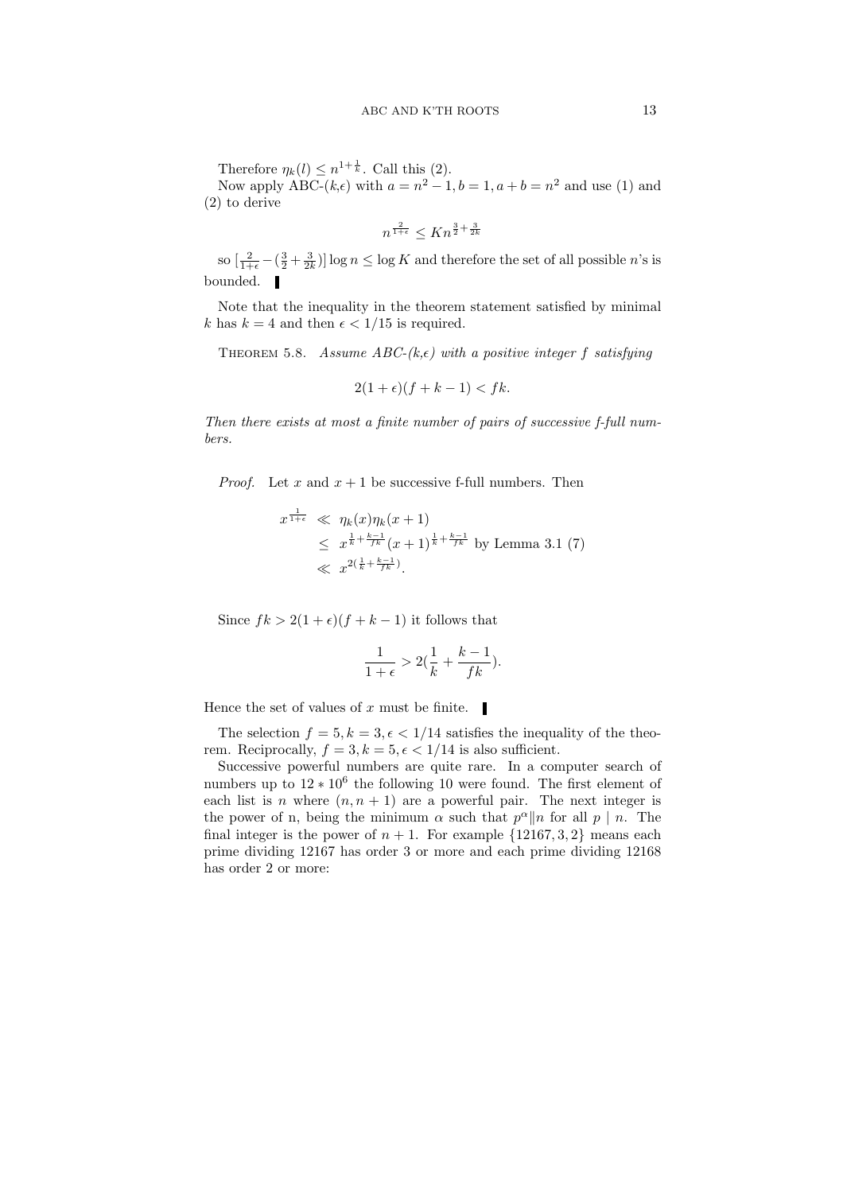Therefore $\eta_k(l) \le n^{1+\frac{1}{k}}$. Call this (2).

Now apply ABC-($k$,$\epsilon$) with $a = n^2 - 1, b = 1, a + b = n^2$ and use (1) and (2) to derive

$$n^{\frac{2}{1+\epsilon}} \le K n^{\frac{3}{2}+\frac{3}{2k}}$$

so $[\frac{2}{1+\epsilon} - (\frac{3}{2} + \frac{3}{2k})] \log n \le \log K$ and therefore the set of all possible $n$'s is bounded. ▌

Note that the inequality in the theorem statement satisfied by minimal $k$ has $k = 4$ and then $\epsilon < 1/15$ is required.

Theorem 5.8. *Assume ABC-($k$,$\epsilon$) with a positive integer $f$ satisfying*

$$2(1+\epsilon)(f+k-1) < fk.$$

*Then there exists at most a finite number of pairs of successive $f$-full numbers.*

*Proof.* Let $x$ and $x+1$ be successive f-full numbers. Then

$$\begin{aligned}
x^{\frac{1}{1+\epsilon}} &\ll \eta_k(x)\eta_k(x+1) \\
&\le x^{\frac{1}{k}+\frac{k-1}{fk}}(x+1)^{\frac{1}{k}+\frac{k-1}{fk}} \text{ by Lemma 3.1 (7)} \\
&\ll x^{2(\frac{1}{k}+\frac{k-1}{fk})}.
\end{aligned}$$

Since $fk > 2(1+\epsilon)(f+k-1)$ it follows that

$$\frac{1}{1+\epsilon} > 2(\frac{1}{k} + \frac{k-1}{fk}).$$

Hence the set of values of $x$ must be finite. ▌

The selection $f = 5, k = 3, \epsilon < 1/14$ satisfies the inequality of the theorem. Reciprocally, $f = 3, k = 5, \epsilon < 1/14$ is also sufficient.

Successive powerful numbers are quite rare. In a computer search of numbers up to $12 * 10^6$ the following 10 were found. The first element of each list is $n$ where $(n, n+1)$ are a powerful pair. The next integer is the power of n, being the minimum $\alpha$ such that $p^\alpha \| n$ for all $p \mid n$. The final integer is the power of $n+1$. For example $\{12167, 3, 2\}$ means each prime dividing 12167 has order 3 or more and each prime dividing 12168 has order 2 or more: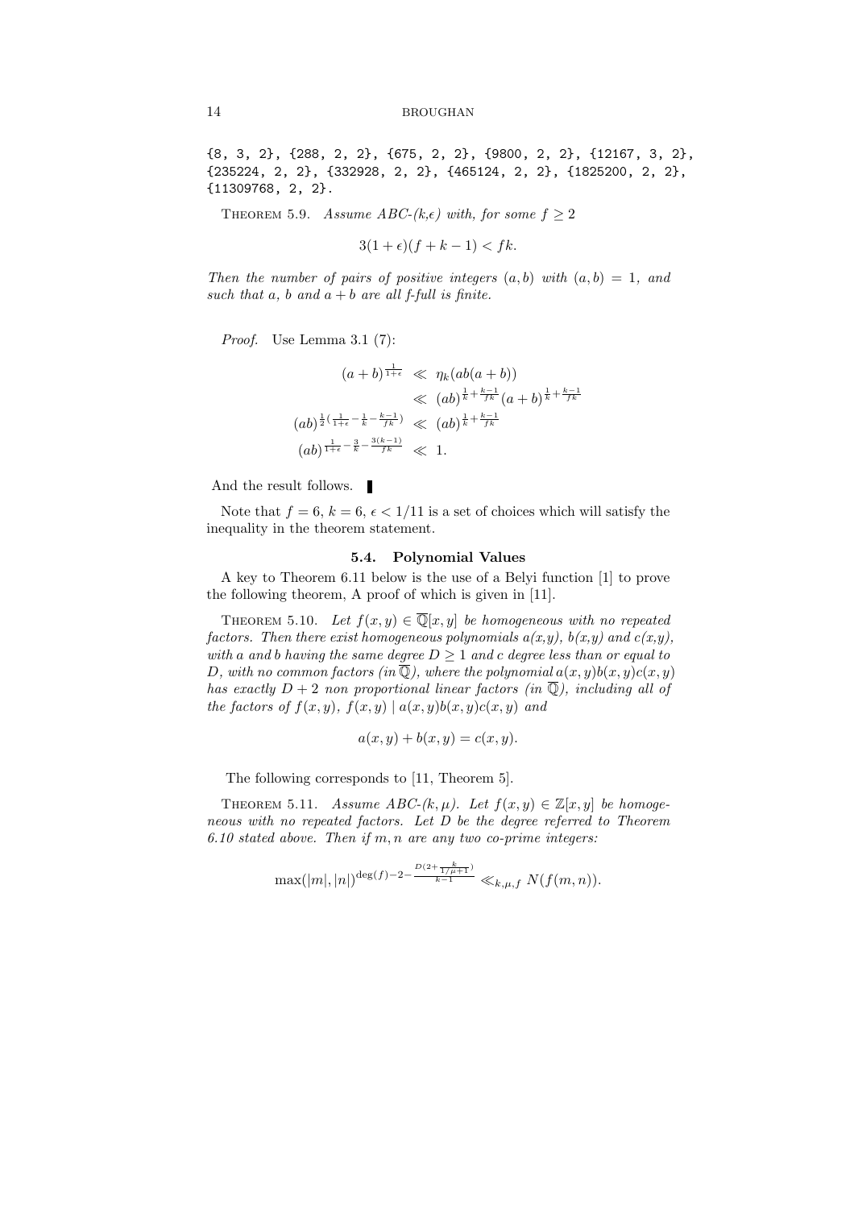```
{8, 3, 2}, {288, 2, 2}, {675, 2, 2}, {9800, 2, 2}, {12167, 3, 2},
{235224, 2, 2}, {332928, 2, 2}, {465124, 2, 2}, {1825200, 2, 2},
{11309768, 2, 2}.
```

Theorem 5.9. *Assume ABC-(k,$\epsilon$) with, for some $f \geq 2$*

$$3(1+\epsilon)(f+k-1) < fk.$$

*Then the number of pairs of positive integers $(a,b)$ with $(a,b)=1$, and such that $a$, $b$ and $a+b$ are all f-full is finite.*

*Proof.* Use Lemma 3.1 (7):

$$\begin{aligned}
(a+b)^{\frac{1}{1+\epsilon}} &\ll \eta_k(ab(a+b)) \\
&\ll (ab)^{\frac{1}{k}+\frac{k-1}{fk}}(a+b)^{\frac{1}{k}+\frac{k-1}{fk}} \\
(ab)^{\frac{1}{2}(\frac{1}{1+\epsilon}-\frac{1}{k}-\frac{k-1}{fk})} &\ll (ab)^{\frac{1}{k}+\frac{k-1}{fk}} \\
(ab)^{\frac{1}{1+\epsilon}-\frac{3}{k}-\frac{3(k-1)}{fk}} &\ll 1.
\end{aligned}$$

And the result follows. ∎

Note that $f=6$, $k=6$, $\epsilon < 1/11$ is a set of choices which will satisfy the inequality in the theorem statement.

### 5.4. Polynomial Values

A key to Theorem 6.11 below is the use of a Belyi function [1] to prove the following theorem, A proof of which is given in [11].

Theorem 5.10. *Let $f(x,y) \in \overline{\mathbb{Q}}[x,y]$ be homogeneous with no repeated factors. Then there exist homogeneous polynomials $a(x,y)$, $b(x,y)$ and $c(x,y)$, with $a$ and $b$ having the same degree $D \geq 1$ and $c$ degree less than or equal to $D$, with no common factors (in $\overline{\mathbb{Q}}$), where the polynomial $a(x,y)b(x,y)c(x,y)$ has exactly $D+2$ non proportional linear factors (in $\overline{\mathbb{Q}}$), including all of the factors of $f(x,y)$, $f(x,y) \mid a(x,y)b(x,y)c(x,y)$ and*

$$a(x,y)+b(x,y) = c(x,y).$$

The following corresponds to [11, Theorem 5].

Theorem 5.11. *Assume ABC-$(k,\mu)$. Let $f(x,y) \in \mathbb{Z}[x,y]$ be homogeneous with no repeated factors. Let $D$ be the degree referred to Theorem 6.10 stated above. Then if $m,n$ are any two co-prime integers:*

$$\max(|m|,|n|)^{\deg(f)-2-\frac{D(2+\frac{k}{1/\mu+1})}{k-1}} \ll_{k,\mu,f} N(f(m,n)).$$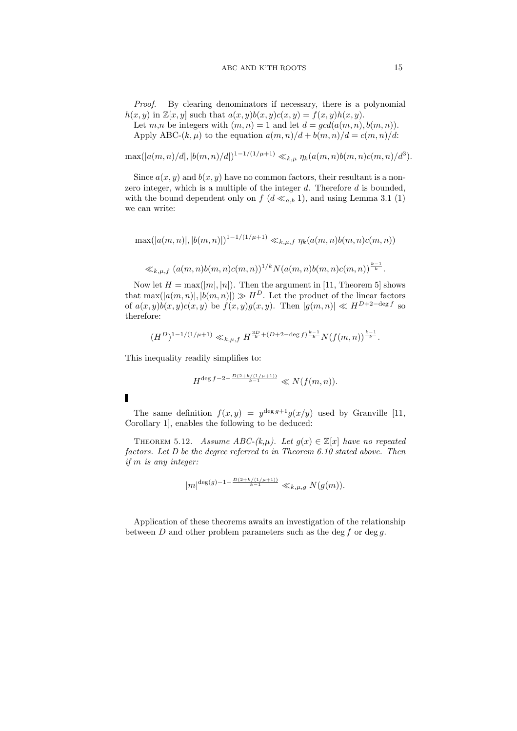*Proof.* By clearing denominators if necessary, there is a polynomial $h(x,y)$ in $\mathbb{Z}[x,y]$ such that $a(x,y)b(x,y)c(x,y) = f(x,y)h(x,y)$.

Let $m$,$n$ be integers with $(m,n) = 1$ and let $d = gcd(a(m,n), b(m,n))$.

Apply ABC-$(k,\mu)$ to the equation $a(m,n)/d + b(m,n)/d = c(m,n)/d$:

$$\max(|a(m,n)/d|, |b(m,n)/d|)^{1-1/(1/\mu+1)} \ll_{k,\mu} \eta_k(a(m,n)b(m,n)c(m,n)/d^3).$$

Since $a(x,y)$ and $b(x,y)$ have no common factors, their resultant is a non-zero integer, which is a multiple of the integer $d$. Therefore $d$ is bounded, with the bound dependent only on $f$ ($d \ll_{a,b} 1$), and using Lemma 3.1 (1) we can write:

$$\max(|a(m,n)|, |b(m,n)|)^{1-1/(1/\mu+1)} \ll_{k,\mu,f} \eta_k(a(m,n)b(m,n)c(m,n))$$

$$\ll_{k,\mu,f} (a(m,n)b(m,n)c(m,n))^{1/k} N(a(m,n)b(m,n)c(m,n))^{\frac{k-1}{k}}.$$

Now let $H = \max(|m|, |n|)$. Then the argument in [11, Theorem 5] shows that $\max(|a(m,n)|, |b(m,n)|) \gg H^D$. Let the product of the linear factors of $a(x,y)b(x,y)c(x,y)$ be $f(x,y)g(x,y)$. Then $|g(m,n)| \ll H^{D+2-\deg f}$ so therefore:

$$(H^D)^{1-1/(1/\mu+1)} \ll_{k,\mu,f} H^{\frac{3D}{k}+(D+2-\deg f)\frac{k-1}{k}} N(f(m,n))^{\frac{k-1}{k}}.$$

This inequality readily simplifies to:

$$H^{\deg f - 2 - \frac{D(2+k/(1/\mu+1))}{k-1}} \ll N(f(m,n)).$$

∎

The same definition $f(x,y) = y^{\deg g+1} g(x/y)$ used by Granville [11, Corollary 1], enables the following to be deduced:

**Theorem 5.12.** *Assume ABC-(k,μ). Let $g(x) \in \mathbb{Z}[x]$ have no repeated factors. Let $D$ be the degree referred to in Theorem 6.10 stated above. Then if $m$ is any integer:*

$$|m|^{\deg(g)-1-\frac{D(2+k/(1/\mu+1))}{k-1}} \ll_{k,\mu,g} N(g(m)).$$

Application of these theorems awaits an investigation of the relationship between $D$ and other problem parameters such as the $\deg f$ or $\deg g$.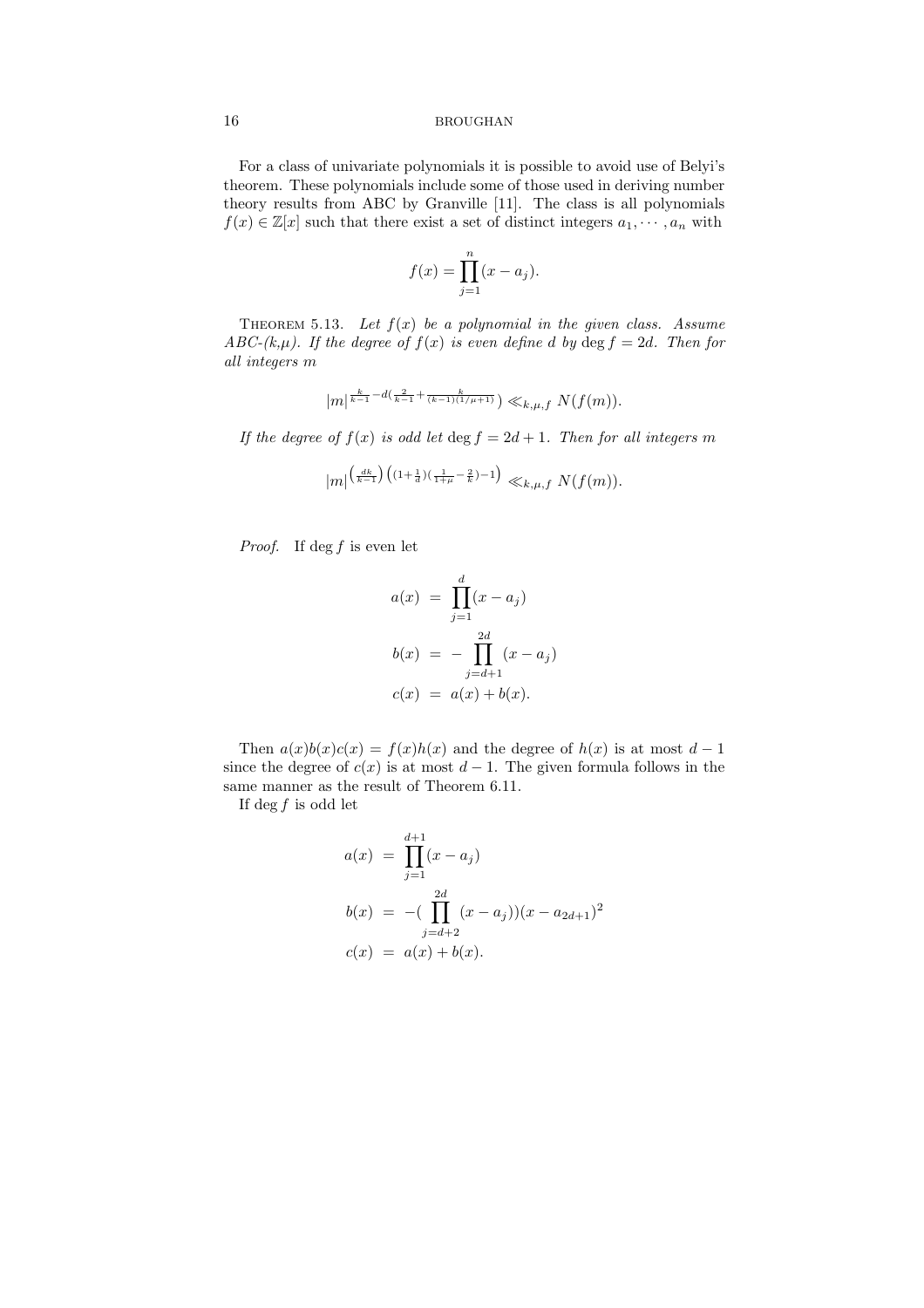For a class of univariate polynomials it is possible to avoid use of Belyi's theorem. These polynomials include some of those used in deriving number theory results from ABC by Granville [11]. The class is all polynomials $f(x) \in \mathbb{Z}[x]$ such that there exist a set of distinct integers $a_1, \cdots, a_n$ with

$$f(x) = \prod_{j=1}^{n}(x - a_j).$$

THEOREM 5.13. *Let $f(x)$ be a polynomial in the given class. Assume ABC-(k,μ). If the degree of $f(x)$ is even define $d$ by $\deg f = 2d$. Then for all integers $m$*

$$|m|^{\frac{k}{k-1} - d(\frac{2}{k-1} + \frac{k}{(k-1)(1/\mu+1)})} \ll_{k,\mu,f} N(f(m)).$$

*If the degree of $f(x)$ is odd let $\deg f = 2d+1$. Then for all integers $m$*

$$|m|^{\left(\frac{dk}{k-1}\right)\left((1+\frac{1}{d})(\frac{1}{1+\mu} - \frac{2}{k}) - 1\right)} \ll_{k,\mu,f} N(f(m)).$$

*Proof.* If $\deg f$ is even let

$$\begin{aligned}
a(x) &= \prod_{j=1}^{d}(x - a_j) \\
b(x) &= -\prod_{j=d+1}^{2d}(x - a_j) \\
c(x) &= a(x) + b(x).
\end{aligned}$$

Then $a(x)b(x)c(x) = f(x)h(x)$ and the degree of $h(x)$ is at most $d-1$ since the degree of $c(x)$ is at most $d-1$. The given formula follows in the same manner as the result of Theorem 6.11.

If $\deg f$ is odd let

$$\begin{aligned}
a(x) &= \prod_{j=1}^{d+1}(x - a_j) \\
b(x) &= -(\prod_{j=d+2}^{2d}(x - a_j))(x - a_{2d+1})^2 \\
c(x) &= a(x) + b(x).
\end{aligned}$$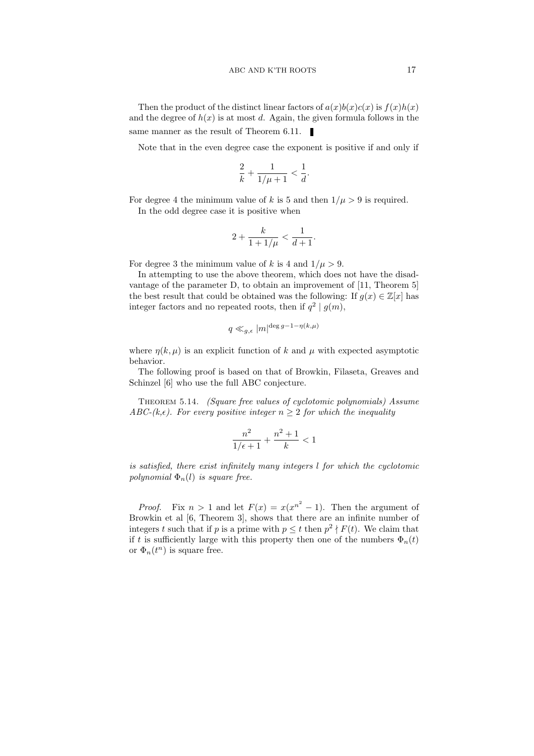Then the product of the distinct linear factors of $a(x)b(x)c(x)$ is $f(x)h(x)$ and the degree of $h(x)$ is at most $d$. Again, the given formula follows in the same manner as the result of Theorem 6.11. ▮

Note that in the even degree case the exponent is positive if and only if

$$\frac{2}{k} + \frac{1}{1/\mu + 1} < \frac{1}{d}.$$

For degree 4 the minimum value of $k$ is 5 and then $1/\mu > 9$ is required.

In the odd degree case it is positive when

$$2 + \frac{k}{1 + 1/\mu} < \frac{1}{d+1}.$$

For degree 3 the minimum value of $k$ is 4 and $1/\mu > 9$.

In attempting to use the above theorem, which does not have the disadvantage of the parameter D, to obtain an improvement of [11, Theorem 5] the best result that could be obtained was the following: If $g(x) \in \mathbb{Z}[x]$ has integer factors and no repeated roots, then if $q^2 \mid g(m)$,

$$q \ll_{g,\epsilon} |m|^{\deg g - 1 - \eta(k,\mu)}$$

where $\eta(k, \mu)$ is an explicit function of $k$ and $\mu$ with expected asymptotic behavior.

The following proof is based on that of Browkin, Filaseta, Greaves and Schinzel [6] who use the full ABC conjecture.

Theorem 5.14. *(Square free values of cyclotomic polynomials) Assume ABC-($k$,$\epsilon$). For every positive integer $n \geq 2$ for which the inequality*

$$\frac{n^2}{1/\epsilon + 1} + \frac{n^2 + 1}{k} < 1$$

*is satisfied, there exist infinitely many integers $l$ for which the cyclotomic polynomial $\Phi_n(l)$ is square free.*

*Proof.* Fix $n > 1$ and let $F(x) = x(x^{n^2} - 1)$. Then the argument of Browkin et al [6, Theorem 3], shows that there are an infinite number of integers $t$ such that if $p$ is a prime with $p \leq t$ then $p^2 \nmid F(t)$. We claim that if $t$ is sufficiently large with this property then one of the numbers $\Phi_n(t)$ or $\Phi_n(t^n)$ is square free.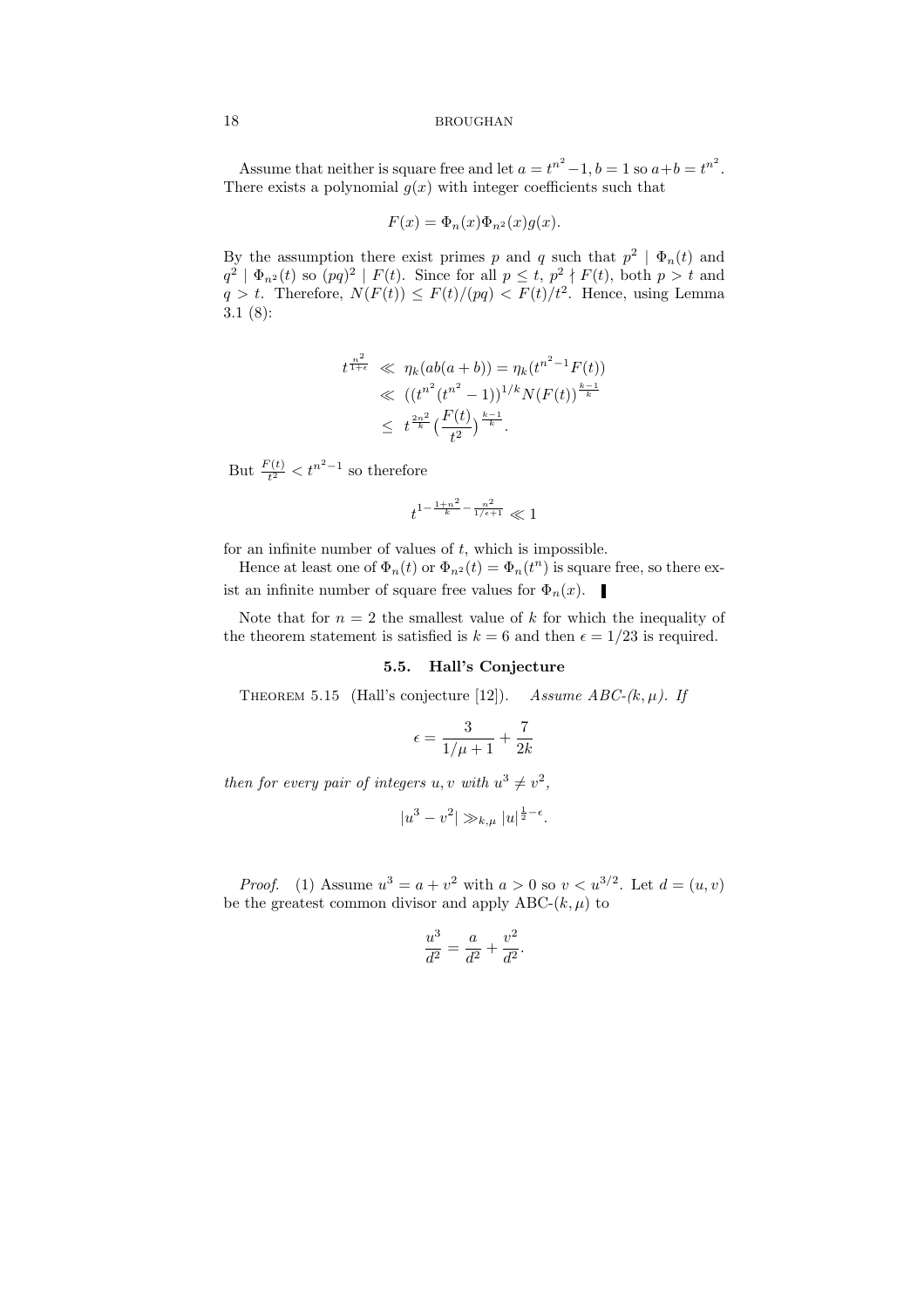Assume that neither is square free and let $a = t^{n^2} - 1, b = 1$ so $a + b = t^{n^2}$. There exists a polynomial $g(x)$ with integer coefficients such that

$$F(x) = \Phi_n(x)\Phi_{n^2}(x)g(x).$$

By the assumption there exist primes $p$ and $q$ such that $p^2 \mid \Phi_n(t)$ and $q^2 \mid \Phi_{n^2}(t)$ so $(pq)^2 \mid F(t)$. Since for all $p \leq t$, $p^2 \nmid F(t)$, both $p > t$ and $q > t$. Therefore, $N(F(t)) \leq F(t)/(pq) < F(t)/t^2$. Hence, using Lemma 3.1 (8):

$$\begin{aligned}
t^{\frac{n^2}{1+\epsilon}} &\ll \eta_k(ab(a+b)) = \eta_k(t^{n^2-1}F(t)) \\
&\ll ((t^{n^2}(t^{n^2}-1))^{1/k} N(F(t))^{\frac{k-1}{k}} \\
&\leq t^{\frac{2n^2}{k}} \big(\frac{F(t)}{t^2}\big)^{\frac{k-1}{k}}.
\end{aligned}$$

But $\frac{F(t)}{t^2} < t^{n^2-1}$ so therefore

$$t^{1 - \frac{1+n^2}{k} - \frac{n^2}{1/\epsilon+1}} \ll 1$$

for an infinite number of values of $t$, which is impossible.

Hence at least one of $\Phi_n(t)$ or $\Phi_{n^2}(t) = \Phi_n(t^n)$ is square free, so there exist an infinite number of square free values for $\Phi_n(x)$. ∎

Note that for $n = 2$ the smallest value of $k$ for which the inequality of the theorem statement is satisfied is $k = 6$ and then $\epsilon = 1/23$ is required.

### 5.5. Hall's Conjecture

Theorem 5.15 (Hall's conjecture [12]). *Assume ABC-$(k, \mu)$. If*

$$\epsilon = \frac{3}{1/\mu + 1} + \frac{7}{2k}$$

*then for every pair of integers $u, v$ with $u^3 \neq v^2$,*

$$|u^3 - v^2| \gg_{k,\mu} |u|^{\frac{1}{2} - \epsilon}.$$

*Proof.* (1) Assume $u^3 = a + v^2$ with $a > 0$ so $v < u^{3/2}$. Let $d = (u, v)$ be the greatest common divisor and apply ABC-$(k, \mu)$ to

$$\frac{u^3}{d^2} = \frac{a}{d^2} + \frac{v^2}{d^2}.$$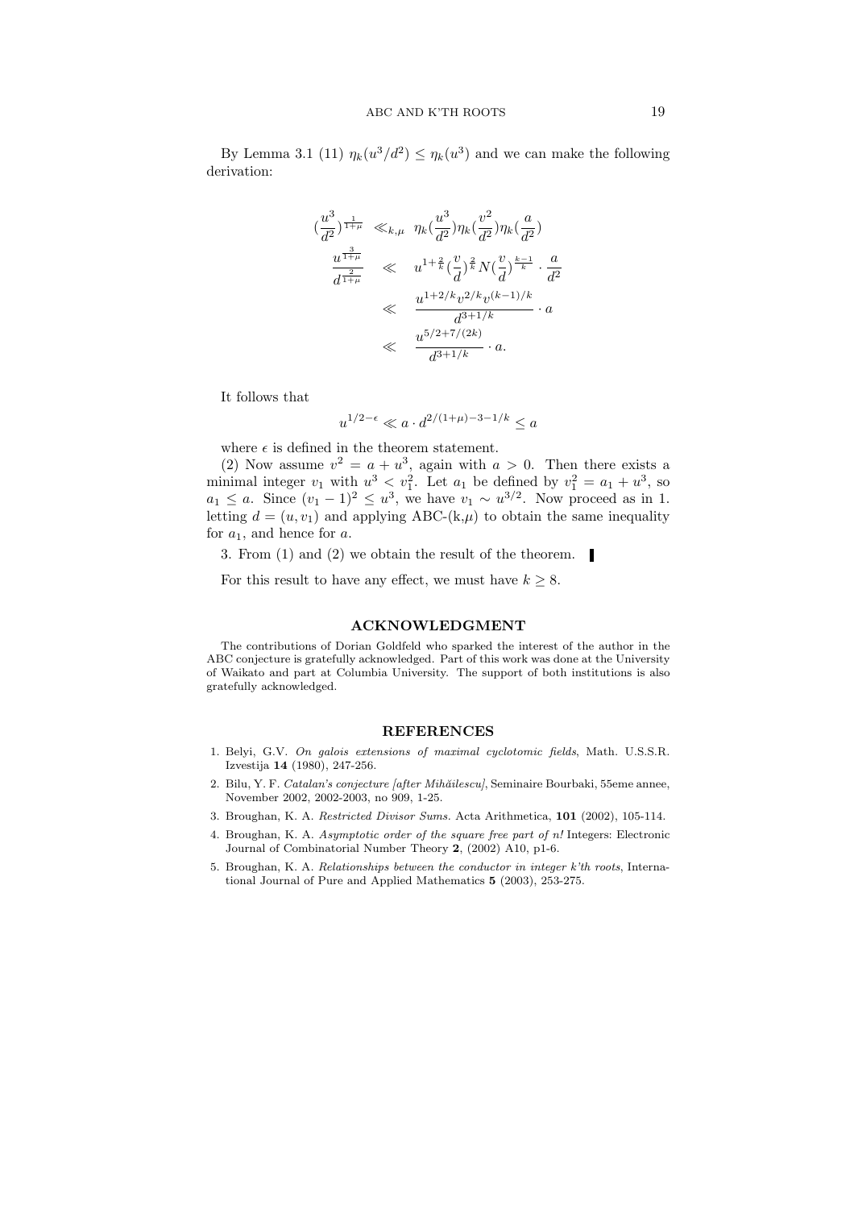By Lemma 3.1 (11) $\eta_k(u^3/d^2) \leq \eta_k(u^3)$ and we can make the following derivation:

$$
\begin{aligned}
(\frac{u^3}{d^2})^{\frac{1}{1+\mu}} &\ll_{k,\mu} \eta_k(\frac{u^3}{d^2})\eta_k(\frac{v^2}{d^2})\eta_k(\frac{a}{d^2}) \\
\frac{u^{\frac{3}{1+\mu}}}{d^{\frac{2}{1+\mu}}} &\ll u^{1+\frac{2}{k}}(\frac{v}{d})^{\frac{2}{k}}N(\frac{v}{d})^{\frac{k-1}{k}} \cdot \frac{a}{d^2} \\
&\ll \frac{u^{1+2/k}v^{2/k}v^{(k-1)/k}}{d^{3+1/k}} \cdot a \\
&\ll \frac{u^{5/2+7/(2k)}}{d^{3+1/k}} \cdot a.
\end{aligned}
$$

It follows that

$$
u^{1/2-\epsilon} \ll a \cdot d^{2/(1+\mu)-3-1/k} \leq a
$$

where $\epsilon$ is defined in the theorem statement.

(2) Now assume $v^2 = a + u^3$, again with $a > 0$. Then there exists a minimal integer $v_1$ with $u^3 < v_1^2$. Let $a_1$ be defined by $v_1^2 = a_1 + u^3$, so $a_1 \leq a$. Since $(v_1 - 1)^2 \leq u^3$, we have $v_1 \sim u^{3/2}$. Now proceed as in 1. letting $d = (u, v_1)$ and applying ABC-(k,$\mu$) to obtain the same inequality for $a_1$, and hence for $a$.

3. From (1) and (2) we obtain the result of the theorem. ∎

For this result to have any effect, we must have $k \geq 8$.

## ACKNOWLEDGMENT

The contributions of Dorian Goldfeld who sparked the interest of the author in the ABC conjecture is gratefully acknowledged. Part of this work was done at the University of Waikato and part at Columbia University. The support of both institutions is also gratefully acknowledged.

## REFERENCES

1. Belyi, G.V. *On galois extensions of maximal cyclotomic fields*, Math. U.S.S.R. Izvestija **14** (1980), 247-256.
2. Bilu, Y. F. *Catalan's conjecture [after Mihăilescu]*, Seminaire Bourbaki, 55eme annee, November 2002, 2002-2003, no 909, 1-25.
3. Broughan, K. A. *Restricted Divisor Sums.* Acta Arithmetica, **101** (2002), 105-114.
4. Broughan, K. A. *Asymptotic order of the square free part of n!* Integers: Electronic Journal of Combinatorial Number Theory **2**, (2002) A10, p1-6.
5. Broughan, K. A. *Relationships between the conductor in integer k'th roots*, International Journal of Pure and Applied Mathematics **5** (2003), 253-275.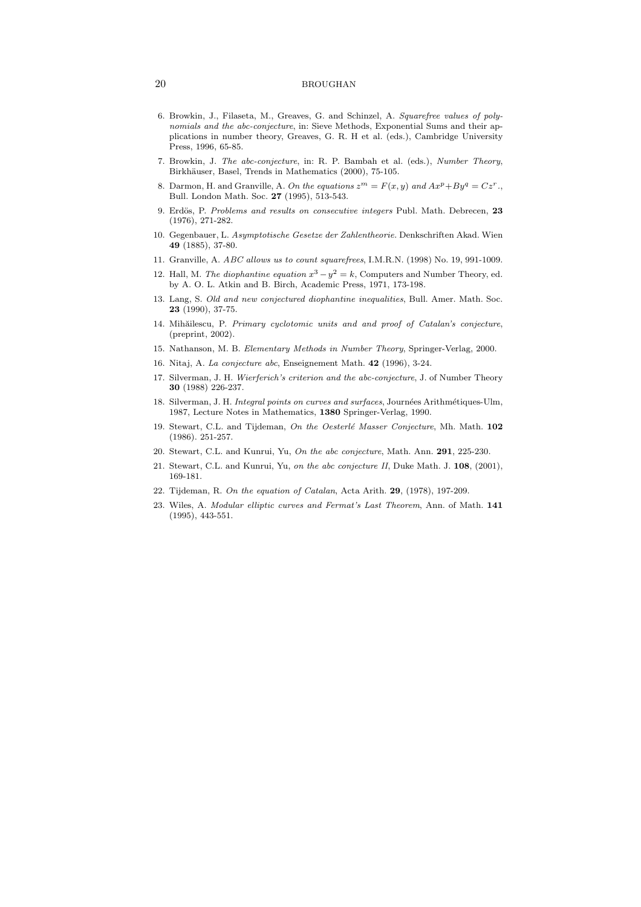6. Browkin, J., Filaseta, M., Greaves, G. and Schinzel, A. *Squarefree values of polynomials and the abc-conjecture*, in: Sieve Methods, Exponential Sums and their applications in number theory, Greaves, G. R. H et al. (eds.), Cambridge University Press, 1996, 65-85.
7. Browkin, J. *The abc-conjecture*, in: R. P. Bambah et al. (eds.), *Number Theory*, Birkhäuser, Basel, Trends in Mathematics (2000), 75-105.
8. Darmon, H. and Granville, A. *On the equations $z^m = F(x, y)$ and $Ax^p + By^q = Cz^r$.*, Bull. London Math. Soc. **27** (1995), 513-543.
9. Erdös, P. *Problems and results on consecutive integers* Publ. Math. Debrecen, **23** (1976), 271-282.
10. Gegenbauer, L. *Asymptotische Gesetze der Zahlentheorie.* Denkschriften Akad. Wien **49** (1885), 37-80.
11. Granville, A. *ABC allows us to count squarefrees*, I.M.R.N. (1998) No. 19, 991-1009.
12. Hall, M. *The diophantine equation $x^3 - y^2 = k$*, Computers and Number Theory, ed. by A. O. L. Atkin and B. Birch, Academic Press, 1971, 173-198.
13. Lang, S. *Old and new conjectured diophantine inequalities*, Bull. Amer. Math. Soc. **23** (1990), 37-75.
14. Mihăilescu, P. *Primary cyclotomic units and and proof of Catalan's conjecture*, (preprint, 2002).
15. Nathanson, M. B. *Elementary Methods in Number Theory*, Springer-Verlag, 2000.
16. Nitaj, A. *La conjecture abc*, Enseignement Math. **42** (1996), 3-24.
17. Silverman, J. H. *Wierferich's criterion and the abc-conjecture*, J. of Number Theory **30** (1988) 226-237.
18. Silverman, J. H. *Integral points on curves and surfaces*, Journées Arithmétiques-Ulm, 1987, Lecture Notes in Mathematics, **1380** Springer-Verlag, 1990.
19. Stewart, C.L. and Tijdeman, *On the Oesterlé Masser Conjecture*, Mh. Math. **102** (1986). 251-257.
20. Stewart, C.L. and Kunrui, Yu, *On the abc conjecture*, Math. Ann. **291**, 225-230.
21. Stewart, C.L. and Kunrui, Yu, *on the abc conjecture II*, Duke Math. J. **108**, (2001), 169-181.
22. Tijdeman, R. *On the equation of Catalan*, Acta Arith. **29**, (1978), 197-209.
23. Wiles, A. *Modular elliptic curves and Fermat's Last Theorem*, Ann. of Math. **141** (1995), 443-551.